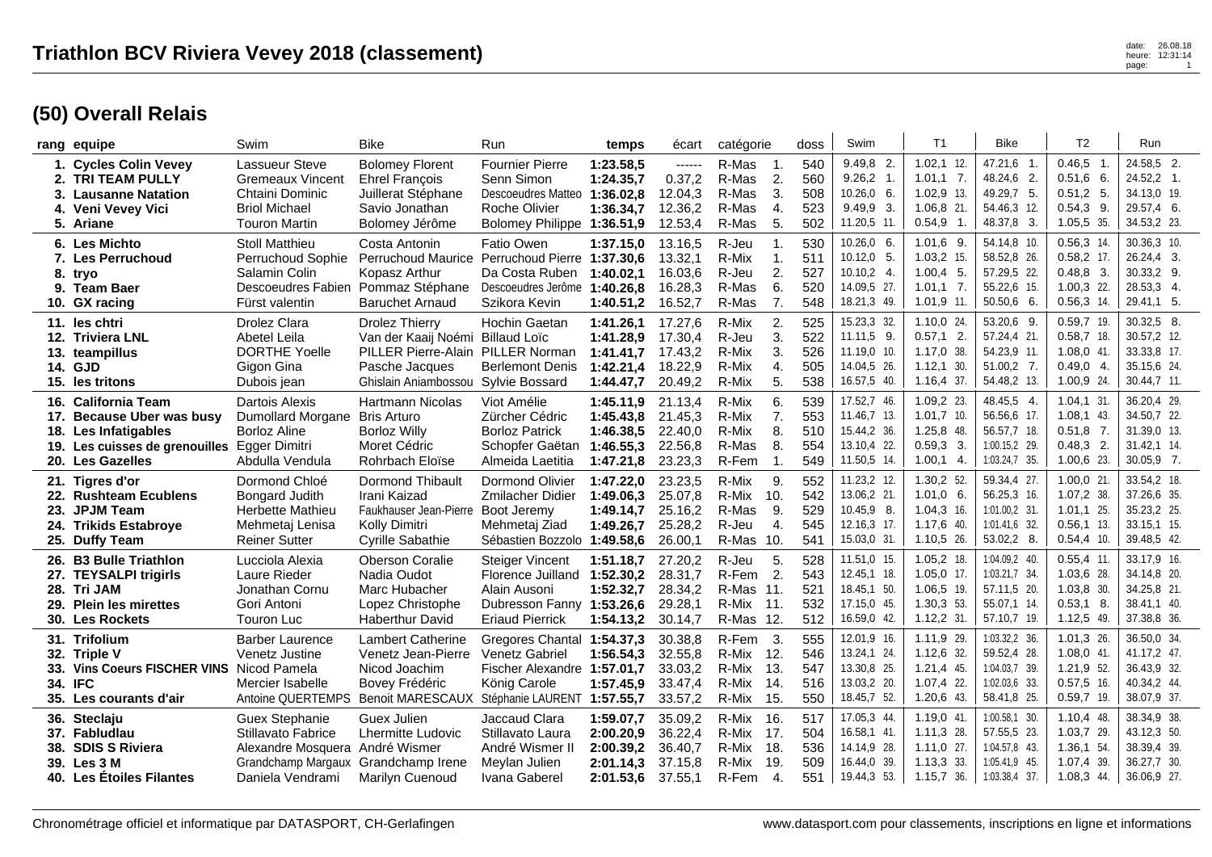# Triathlon BCV Riviera Vevey 2018 (classement)

## (50) Overall Relais

| rang | equipe | Swim | Bike | Run | temps | écart | catégorie | | doss | Swim | T1 | Bike | T2 | Run |
|---|---|---|---|---|---|---|---|---|---|---|---|---|---|---|
| 1. | Cycles Colin Vevey | Lassueur Steve | Bolomey Florent | Fournier Pierre | 1:23.58,5 | ------ | R-Mas | 1. | 540 | 9.49,8 2. | 1.02,1 12. | 47.21,6 1. | 0.46,5 1. | 24.58,5 2. |
| 2. | TRI TEAM PULLY | Gremeaux Vincent | Ehrel François | Senn Simon | 1:24.35,7 | 0.37,2 | R-Mas | 2. | 560 | 9.26,2 1. | 1.01,1 7. | 48.24,6 2. | 0.51,6 6. | 24.52,2 1. |
| 3. | Lausanne Natation | Chtaini Dominic | Juillerat Stéphane | Descoeudres Matteo | 1:36.02,8 | 12.04,3 | R-Mas | 3. | 508 | 10.26,0 6. | 1.02,9 13. | 49.29,7 5. | 0.51,2 5. | 34.13,0 19. |
| 4. | Veni Vevey Vici | Briol Michael | Savio Jonathan | Roche Olivier | 1:36.34,7 | 12.36,2 | R-Mas | 4. | 523 | 9.49,9 3. | 1.06,8 21. | 54.46,3 12. | 0.54,3 9. | 29.57,4 6. |
| 5. | Ariane | Touron Martin | Bolomey Jérôme | Bolomey Philippe | 1:36.51,9 | 12.53,4 | R-Mas | 5. | 502 | 11.20,5 11. | 0.54,9 1. | 48.37,8 3. | 1.05,5 35. | 34.53,2 23. |
| 6. | Les Michto | Stoll Matthieu | Costa Antonin | Fatio Owen | 1:37.15,0 | 13.16,5 | R-Jeu | 1. | 530 | 10.26,0 6. | 1.01,6 9. | 54.14,8 10. | 0.56,3 14. | 30.36,3 10. |
| 7. | Les Perruchoud | Perruchoud Sophie | Perruchoud Maurice | Perruchoud Pierre | 1:37.30,6 | 13.32,1 | R-Mix | 1. | 511 | 10.12,0 5. | 1.03,2 15. | 58.52,8 26. | 0.58,2 17. | 26.24,4 3. |
| 8. | tryo | Salamin Colin | Kopasz Arthur | Da Costa Ruben | 1:40.02,1 | 16.03,6 | R-Jeu | 2. | 527 | 10.10,2 4. | 1.00,4 5. | 57.29,5 22. | 0.48,8 3. | 30.33,2 9. |
| 9. | Team Baer | Descoeudres Fabien | Pommaz Stéphane | Descoeudres Jerôme | 1:40.26,8 | 16.28,3 | R-Mas | 6. | 520 | 14.09,5 27. | 1.01,1 7. | 55.22,6 15. | 1.00,3 22. | 28.53,3 4. |
| 10. | GX racing | Fürst valentin | Baruchet Arnaud | Szikora Kevin | 1:40.51,2 | 16.52,7 | R-Mas | 7. | 548 | 18.21,3 49. | 1.01,9 11. | 50.50,6 6. | 0.56,3 14. | 29.41,1 5. |
| 11. | les chtri | Drolez Clara | Drolez Thierry | Hochin Gaetan | 1:41.26,1 | 17.27,6 | R-Mix | 2. | 525 | 15.23,3 32. | 1.10,0 24. | 53.20,6 9. | 0.59,7 19. | 30.32,5 8. |
| 12. | Triviera LNL | Abetel Leila | Van der Kaaij Noémi | Billaud Loïc | 1:41.28,9 | 17.30,4 | R-Jeu | 3. | 522 | 11.11,5 9. | 0.57,1 2. | 57.24,4 21. | 0.58,7 18. | 30.57,2 12. |
| 13. | teampillus | DORTHE Yoelle | PILLER Pierre-Alain | PILLER Norman | 1:41.41,7 | 17.43,2 | R-Mix | 3. | 526 | 11.19,0 10. | 1.17,0 38. | 54.23,9 11. | 1.08,0 41. | 33.33,8 17. |
| 14. | GJD | Gigon Gina | Pasche Jacques | Berlemont Denis | 1:42.21,4 | 18.22,9 | R-Mix | 4. | 505 | 14.04,5 26. | 1.12,1 30. | 51.00,2 7. | 0.49,0 4. | 35.15,6 24. |
| 15. | les tritons | Dubois jean | Ghislain Aniambossou | Sylvie Bossard | 1:44.47,7 | 20.49,2 | R-Mix | 5. | 538 | 16.57,5 40. | 1.16,4 37. | 54.48,2 13. | 1.00,9 24. | 30.44,7 11. |
| 16. | California Team | Dartois Alexis | Hartmann Nicolas | Viot Amélie | 1:45.11,9 | 21.13,4 | R-Mix | 6. | 539 | 17.52,7 46. | 1.09,2 23. | 48.45,5 4. | 1.04,1 31. | 36.20,4 29. |
| 17. | Because Uber was busy | Dumollard Morgane | Bris Arturo | Zürcher Cédric | 1:45.43,8 | 21.45,3 | R-Mix | 7. | 553 | 11.46,7 13. | 1.01,7 10. | 56.56,6 17. | 1.08,1 43. | 34.50,7 22. |
| 18. | Les Infatigables | Borloz Aline | Borloz Willy | Borloz Patrick | 1:46.38,5 | 22.40,0 | R-Mix | 8. | 510 | 15.44,2 36. | 1.25,8 48. | 56.57,7 18. | 0.51,8 7. | 31.39,0 13. |
| 19. | Les cuisses de grenouilles | Egger Dimitri | Moret Cédric | Schopfer Gaëtan | 1:46.55,3 | 22.56,8 | R-Mas | 8. | 554 | 13.10,4 22. | 0.59,3 3. | 1:00.15,2 29. | 0.48,3 2. | 31.42,1 14. |
| 20. | Les Gazelles | Abdulla Vendula | Rohrbach Eloïse | Almeida Laetitia | 1:47.21,8 | 23.23,3 | R-Fem | 1. | 549 | 11.50,5 14. | 1.00,1 4. | 1:03.24,7 35. | 1.00,6 23. | 30.05,9 7. |
| 21. | Tigres d'or | Dormond Chloé | Dormond Thibault | Dormond Olivier | 1:47.22,0 | 23.23,5 | R-Mix | 9. | 552 | 11.23,2 12. | 1.30,2 52. | 59.34,4 27. | 1.00,0 21. | 33.54,2 18. |
| 22. | Rushteam Ecublens | Bongard Judith | Irani Kaizad | Zmilacher Didier | 1:49.06,3 | 25.07,8 | R-Mix | 10. | 542 | 13.06,2 21. | 1.01,0 6. | 56.25,3 16. | 1.07,2 38. | 37.26,6 35. |
| 23. | JPJM Team | Herbette Mathieu | Faukhauser Jean-Pierre | Boot Jeremy | 1:49.14,7 | 25.16,2 | R-Mas | 9. | 529 | 10.45,9 8. | 1.04,3 16. | 1:01.00,2 31. | 1.01,1 25. | 35.23,2 25. |
| 24. | Trikids Estabroye | Mehmetaj Lenisa | Kolly Dimitri | Mehmetaj Ziad | 1:49.26,7 | 25.28,2 | R-Jeu | 4. | 545 | 12.16,3 17. | 1.17,6 40. | 1:01.41,6 32. | 0.56,1 13. | 33.15,1 15. |
| 25. | Duffy Team | Reiner Sutter | Cyrille Sabathie | Sébastien Bozzolo | 1:49.58,6 | 26.00,1 | R-Mas | 10. | 541 | 15.03,0 31. | 1.10,5 26. | 53.02,2 8. | 0.54,4 10. | 39.48,5 42. |
| 26. | B3 Bulle Triathlon | Lucciola Alexia | Oberson Coralie | Steiger Vincent | 1:51.18,7 | 27.20,2 | R-Jeu | 5. | 528 | 11.51,0 15. | 1.05,2 18. | 1:04.09,2 40. | 0.55,4 11. | 33.17,9 16. |
| 27. | TEYSALPI trigirls | Laure Rieder | Nadia Oudot | Florence Juilland | 1:52.30,2 | 28.31,7 | R-Fem | 2. | 543 | 12.45,1 18. | 1.05,0 17. | 1:03.21,7 34. | 1.03,6 28. | 34.14,8 20. |
| 28. | Tri JAM | Jonathan Cornu | Marc Hubacher | Alain Ausoni | 1:52.32,7 | 28.34,2 | R-Mas | 11. | 521 | 18.45,1 50. | 1.06,5 19. | 57.11,5 20. | 1.03,8 30. | 34.25,8 21. |
| 29. | Plein les mirettes | Gori Antoni | Lopez Christophe | Dubresson Fanny | 1:53.26,6 | 29.28,1 | R-Mix | 11. | 532 | 17.15,0 45. | 1.30,3 53. | 55.07,1 14. | 0.53,1 8. | 38.41,1 40. |
| 30. | Les Rockets | Touron Luc | Haberthur David | Eriaud Pierrick | 1:54.13,2 | 30.14,7 | R-Mas | 12. | 512 | 16.59,0 42. | 1.12,2 31. | 57.10,7 19. | 1.12,5 49. | 37.38,8 36. |
| 31. | Trifolium | Barber Laurence | Lambert Catherine | Gregores Chantal | 1:54.37,3 | 30.38,8 | R-Fem | 3. | 555 | 12.01,9 16. | 1.11,9 29. | 1:03.32,2 36. | 1.01,3 26. | 36.50,0 34. |
| 32. | Triple V | Venetz Justine | Venetz Jean-Pierre | Venetz Gabriel | 1:56.54,3 | 32.55,8 | R-Mix | 12. | 546 | 13.24,1 24. | 1.12,6 32. | 59.52,4 28. | 1.08,0 41. | 41.17,2 47. |
| 33. | Vins Coeurs FISCHER VINS | Nicod Pamela | Nicod Joachim | Fischer Alexandre | 1:57.01,7 | 33.03,2 | R-Mix | 13. | 547 | 13.30,8 25. | 1.21,4 45. | 1:04.03,7 39. | 1.21,9 52. | 36.43,9 32. |
| 34. | IFC | Mercier Isabelle | Bovey Frédéric | König Carole | 1:57.45,9 | 33.47,4 | R-Mix | 14. | 516 | 13.03,2 20. | 1.07,4 22. | 1:02.03,6 33. | 0.57,5 16. | 40.34,2 44. |
| 35. | Les courants d'air | Antoine QUERTEMPS | Benoit MARESCAUX | Stéphanie LAURENT | 1:57.55,7 | 33.57,2 | R-Mix | 15. | 550 | 18.45,7 52. | 1.20,6 43. | 58.41,8 25. | 0.59,7 19. | 38.07,9 37. |
| 36. | Steclaju | Guex Stephanie | Guex Julien | Jaccaud Clara | 1:59.07,7 | 35.09,2 | R-Mix | 16. | 517 | 17.05,3 44. | 1.19,0 41. | 1:00.58,1 30. | 1.10,4 48. | 38.34,9 38. |
| 37. | Fabludlau | Stillavato Fabrice | Lhermitte Ludovic | Stillavato Laura | 2:00.20,9 | 36.22,4 | R-Mix | 17. | 504 | 16.58,1 41. | 1.11,3 28. | 57.55,5 23. | 1.03,7 29. | 43.12,3 50. |
| 38. | SDIS S Riviera | Alexandre Mosquera | André Wismer | André Wismer II | 2:00.39,2 | 36.40,7 | R-Mix | 18. | 536 | 14.14,9 28. | 1.11,0 27. | 1:04.57,8 43. | 1.36,1 54. | 38.39,4 39. |
| 39. | Les 3 M | Grandchamp Margaux | Grandchamp Irene | Meylan Julien | 2:01.14,3 | 37.15,8 | R-Mix | 19. | 509 | 16.44,0 39. | 1.13,3 33. | 1:05.41,9 45. | 1.07,4 39. | 36.27,7 30. |
| 40. | Les Étoiles Filantes | Daniela Vendrami | Marilyn Cuenoud | Ivana Gaberel | 2:01.53,6 | 37.55,1 | R-Fem | 4. | 551 | 19.44,3 53. | 1.15,7 36. | 1:03.38,4 37. | 1.08,3 44. | 36.06,9 27. |

Chronométrage officiel et informatique par DATASPORT, CH-Gerlafingen

www.datasport.com pour classements, inscriptions en ligne et informations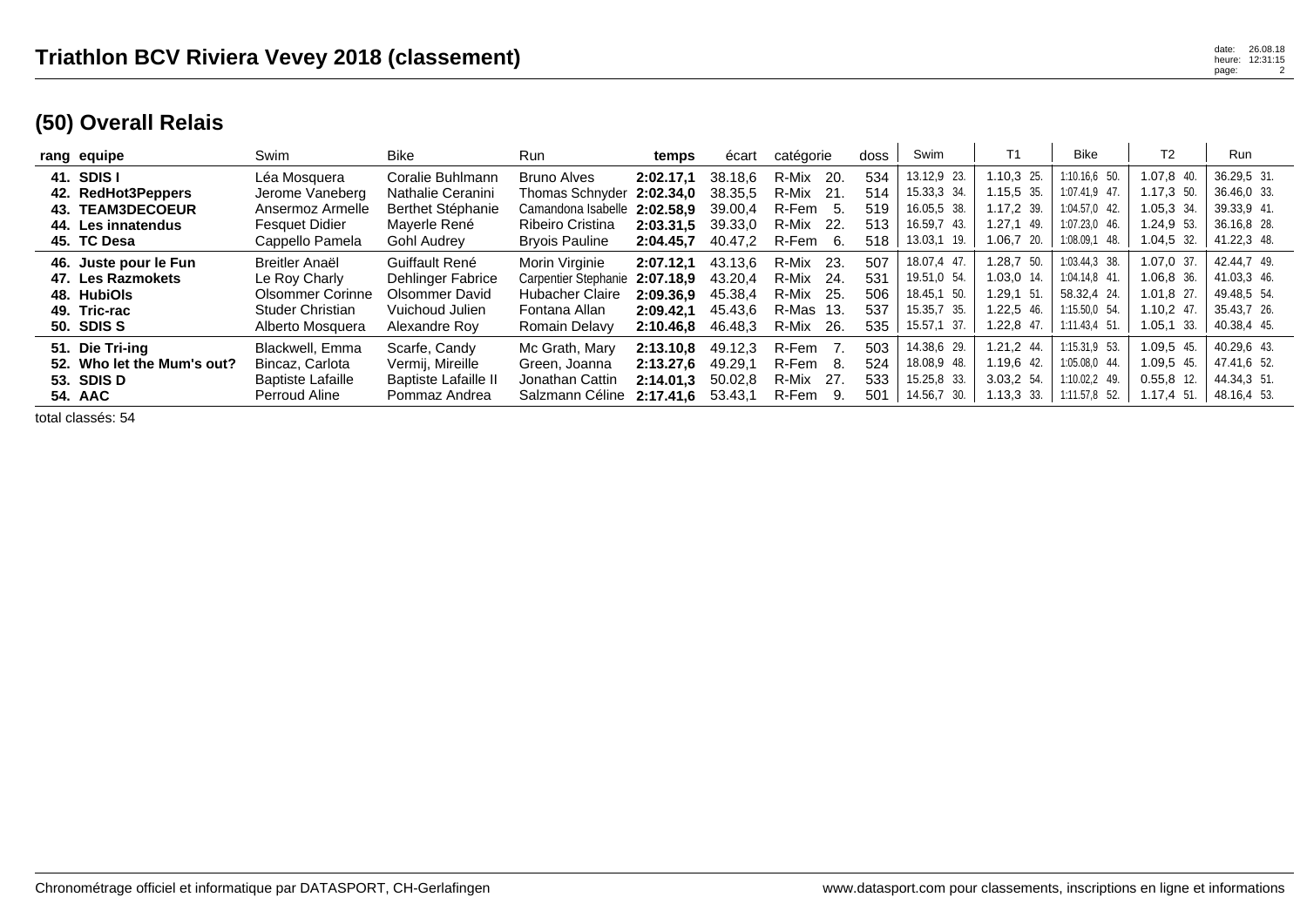# Triathlon BCV Riviera Vevey 2018 (classement)

date: 26.08.18
heure: 12:31:15

## (50) Overall Relais

| rang | equipe | Swim | Bike | Run | temps | écart | catégorie | | doss | Swim | T1 | Bike | T2 | Run |
|---|---|---|---|---|---|---|---|---|---|---|---|---|---|---|
| 41. | SDIS I | Léa Mosquera | Coralie Buhlmann | Bruno Alves | 2:02.17,1 | 38.18,6 | R-Mix | 20. | 534 | 13.12,9 23. | 1.10,3 25. | 1:10.16,6 50. | 1.07,8 40. | 36.29,5 31. |
| 42. | RedHot3Peppers | Jerome Vaneberg | Nathalie Ceranini | Thomas Schnyder | 2:02.34,0 | 38.35,5 | R-Mix | 21. | 514 | 15.33,3 34. | 1.15,5 35. | 1:07.41,9 47. | 1.17,3 50. | 36.46,0 33. |
| 43. | TEAM3DECOEUR | Ansermoz Armelle | Berthet Stéphanie | Camandona Isabelle | 2:02.58,9 | 39.00,4 | R-Fem | 5. | 519 | 16.05,5 38. | 1.17,2 39. | 1:04.57,0 42. | 1.05,3 34. | 39.33,9 41. |
| 44. | Les innatendus | Fesquet Didier | Mayerle René | Ribeiro Cristina | 2:03.31,5 | 39.33,0 | R-Mix | 22. | 513 | 16.59,7 43. | 1.27,1 49. | 1:07.23,0 46. | 1.24,9 53. | 36.16,8 28. |
| 45. | TC Desa | Cappello Pamela | Gohl Audrey | Bryois Pauline | 2:04.45,7 | 40.47,2 | R-Fem | 6. | 518 | 13.03,1 19. | 1.06,7 20. | 1:08.09,1 48. | 1.04,5 32. | 41.22,3 48. |
| 46. | Juste pour le Fun | Breitler Anaël | Guiffault René | Morin Virginie | 2:07.12,1 | 43.13,6 | R-Mix | 23. | 507 | 18.07,4 47. | 1.28,7 50. | 1:03.44,3 38. | 1.07,0 37. | 42.44,7 49. |
| 47. | Les Razmokets | Le Roy Charly | Dehlinger Fabrice | Carpentier Stephanie | 2:07.18,9 | 43.20,4 | R-Mix | 24. | 531 | 19.51,0 54. | 1.03,0 14. | 1:04.14,8 41. | 1.06,8 36. | 41.03,3 46. |
| 48. | HubiOls | Olsommer Corinne | Olsommer David | Hubacher Claire | 2:09.36,9 | 45.38,4 | R-Mix | 25. | 506 | 18.45,1 50. | 1.29,1 51. | 58.32,4 24. | 1.01,8 27. | 49.48,5 54. |
| 49. | Tric-rac | Studer Christian | Vuichoud Julien | Fontana Allan | 2:09.42,1 | 45.43,6 | R-Mas | 13. | 537 | 15.35,7 35. | 1.22,5 46. | 1:15.50,0 54. | 1.10,2 47. | 35.43,7 26. |
| 50. | SDIS S | Alberto Mosquera | Alexandre Roy | Romain Delavy | 2:10.46,8 | 46.48,3 | R-Mix | 26. | 535 | 15.57,1 37. | 1.22,8 47. | 1:11.43,4 51. | 1.05,1 33. | 40.38,4 45. |
| 51. | Die Tri-ing | Blackwell, Emma | Scarfe, Candy | Mc Grath, Mary | 2:13.10,8 | 49.12,3 | R-Fem | 7. | 503 | 14.38,6 29. | 1.21,2 44. | 1:15.31,9 53. | 1.09,5 45. | 40.29,6 43. |
| 52. | Who let the Mum's out? | Bincaz, Carlota | Vermij, Mireille | Green, Joanna | 2:13.27,6 | 49.29,1 | R-Fem | 8. | 524 | 18.08,9 48. | 1.19,6 42. | 1:05.08,0 44. | 1.09,5 45. | 47.41,6 52. |
| 53. | SDIS D | Baptiste Lafaille | Baptiste Lafaille II | Jonathan Cattin | 2:14.01,3 | 50.02,8 | R-Mix | 27. | 533 | 15.25,8 33. | 3.03,2 54. | 1:10.02,2 49. | 0.55,8 12. | 44.34,3 51. |
| 54. | AAC | Perroud Aline | Pommaz Andrea | Salzmann Céline | 2:17.41,6 | 53.43,1 | R-Fem | 9. | 501 | 14.56,7 30. | 1.13,3 33. | 1:11.57,8 52. | 1.17,4 51. | 48.16,4 53. |

total classés: 54

Chronométrage officiel et informatique par DATASPORT, CH-Gerlafingen

www.datasport.com pour classements, inscriptions en ligne et informations